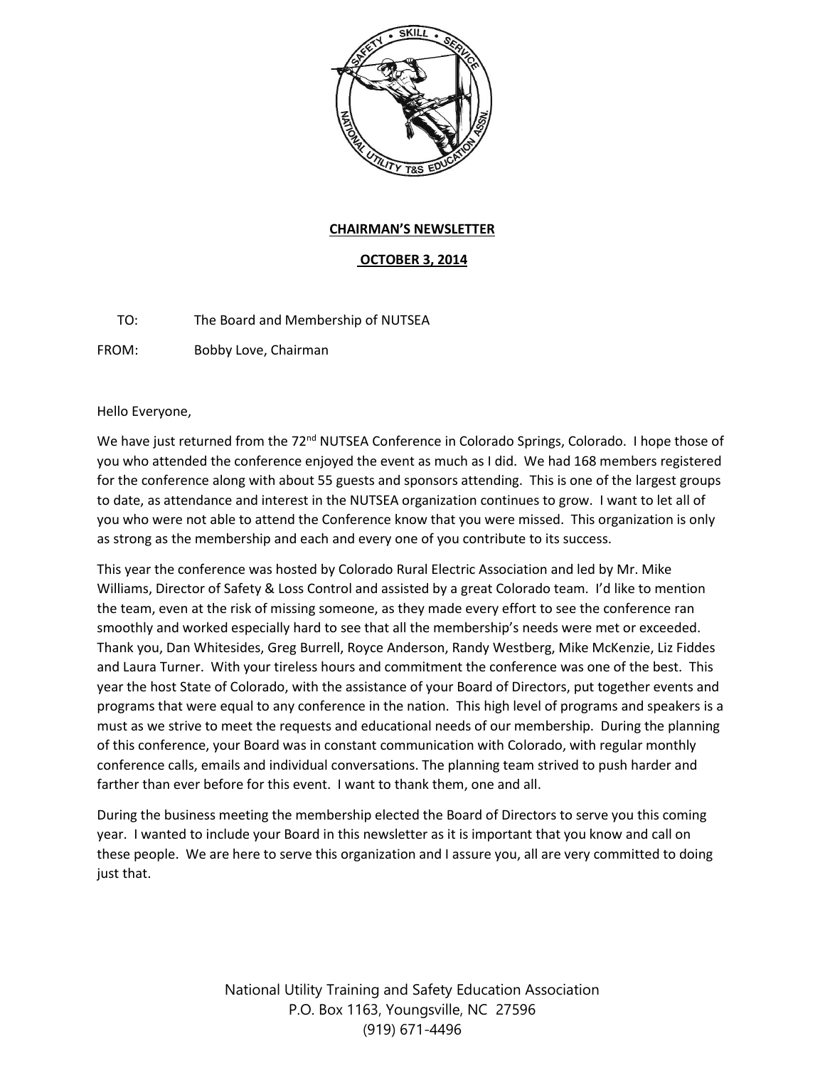**CHAIRMAN'S NEWSLETTER**

**OCTOBER 3, 2014**

TO: The Board and Membership of NUTSEA

FROM: Bobby Love, Chairman

Hello Everyone,

We have just returned from the 72nd NUTSEA Conference in Colorado Springs, Colorado. I hope those of you who attended the conference enjoyed the event as much as I did. We had 168 members registered for the conference along with about 55 guests and sponsors attending. This is one of the largest groups to date, as attendance and interest in the NUTSEA organization continues to grow. I want to let all of you who were not able to attend the Conference know that you were missed. This organization is only as strong as the membership and each and every one of you contribute to its success.

This year the conference was hosted by Colorado Rural Electric Association and led by Mr. Mike Williams, Director of Safety & Loss Control and assisted by a great Colorado team. I'd like to mention the team, even at the risk of missing someone, as they made every effort to see the conference ran smoothly and worked especially hard to see that all the membership's needs were met or exceeded. Thank you, Dan Whitesides, Greg Burrell, Royce Anderson, Randy Westberg, Mike McKenzie, Liz Fiddes and Laura Turner. With your tireless hours and commitment the conference was one of the best. This year the host State of Colorado, with the assistance of your Board of Directors, put together events and programs that were equal to any conference in the nation. This high level of programs and speakers is a must as we strive to meet the requests and educational needs of our membership. During the planning of this conference, your Board was in constant communication with Colorado, with regular monthly conference calls, emails and individual conversations. The planning team strived to push harder and farther than ever before for this event. I want to thank them, one and all.

During the business meeting the membership elected the Board of Directors to serve you this coming year. I wanted to include your Board in this newsletter as it is important that you know and call on these people. We are here to serve this organization and I assure you, all are very committed to doing just that.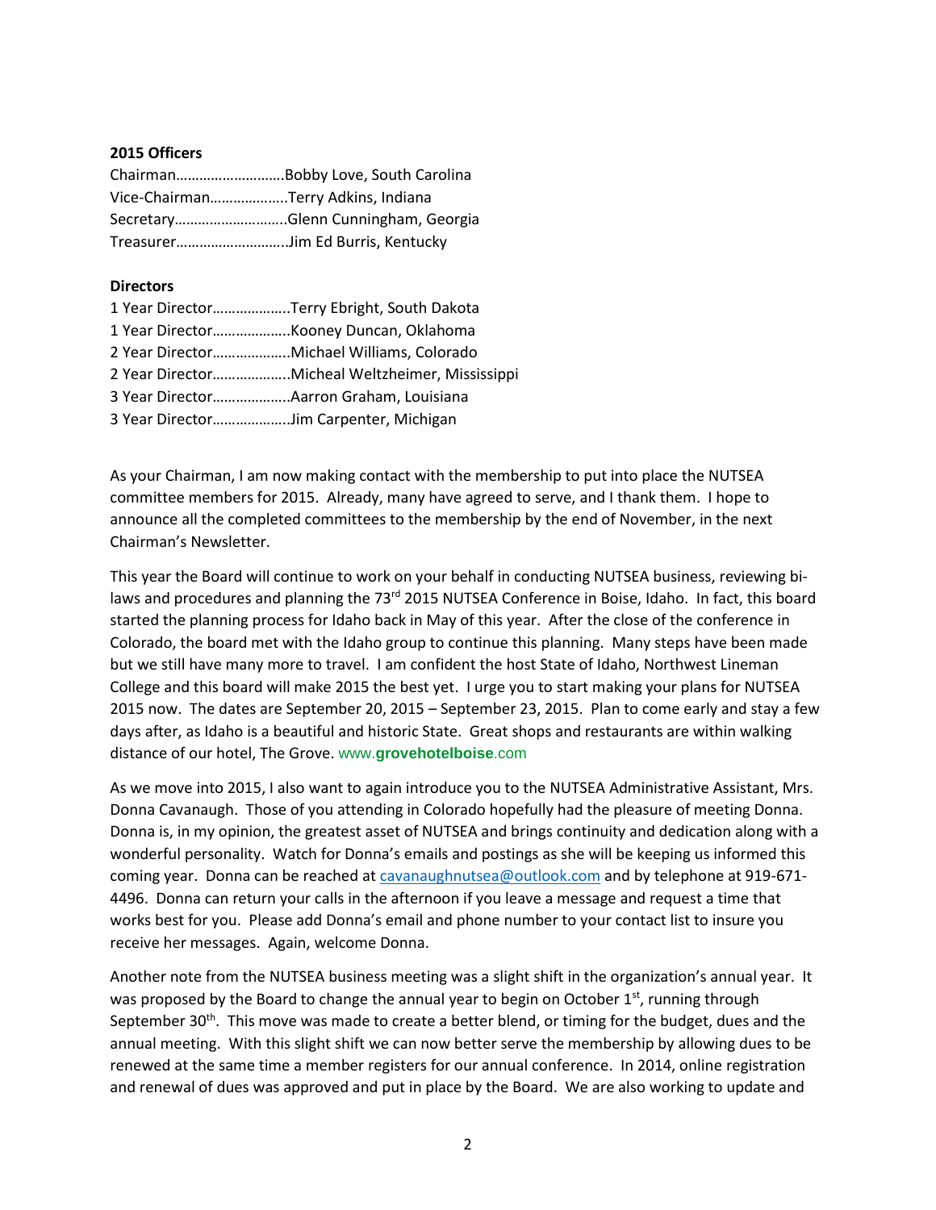**2015 Officers**

Chairman……………………….Bobby Love, South Carolina
Vice-Chairman………………..Terry Adkins, Indiana
Secretary………………………..Glenn Cunningham, Georgia
Treasurer………………………..Jim Ed Burris, Kentucky

**Directors**

1 Year Director………………..Terry Ebright, South Dakota
1 Year Director………………..Kooney Duncan, Oklahoma
2 Year Director………………..Michael Williams, Colorado
2 Year Director………………..Micheal Weltzheimer, Mississippi
3 Year Director………………..Aarron Graham, Louisiana
3 Year Director………………..Jim Carpenter, Michigan

As your Chairman, I am now making contact with the membership to put into place the NUTSEA committee members for 2015. Already, many have agreed to serve, and I thank them. I hope to announce all the completed committees to the membership by the end of November, in the next Chairman's Newsletter.

This year the Board will continue to work on your behalf in conducting NUTSEA business, reviewing bi-laws and procedures and planning the 73rd 2015 NUTSEA Conference in Boise, Idaho. In fact, this board started the planning process for Idaho back in May of this year. After the close of the conference in Colorado, the board met with the Idaho group to continue this planning. Many steps have been made but we still have many more to travel. I am confident the host State of Idaho, Northwest Lineman College and this board will make 2015 the best yet. I urge you to start making your plans for NUTSEA 2015 now. The dates are September 20, 2015 – September 23, 2015. Plan to come early and stay a few days after, as Idaho is a beautiful and historic State. Great shops and restaurants are within walking distance of our hotel, The Grove. www.**grovehotelboise**.com

As we move into 2015, I also want to again introduce you to the NUTSEA Administrative Assistant, Mrs. Donna Cavanaugh. Those of you attending in Colorado hopefully had the pleasure of meeting Donna. Donna is, in my opinion, the greatest asset of NUTSEA and brings continuity and dedication along with a wonderful personality. Watch for Donna's emails and postings as she will be keeping us informed this coming year. Donna can be reached at cavanaughnutsea@outlook.com and by telephone at 919-671-4496. Donna can return your calls in the afternoon if you leave a message and request a time that works best for you. Please add Donna's email and phone number to your contact list to insure you receive her messages. Again, welcome Donna.

Another note from the NUTSEA business meeting was a slight shift in the organization's annual year. It was proposed by the Board to change the annual year to begin on October 1st, running through September 30th. This move was made to create a better blend, or timing for the budget, dues and the annual meeting. With this slight shift we can now better serve the membership by allowing dues to be renewed at the same time a member registers for our annual conference. In 2014, online registration and renewal of dues was approved and put in place by the Board. We are also working to update and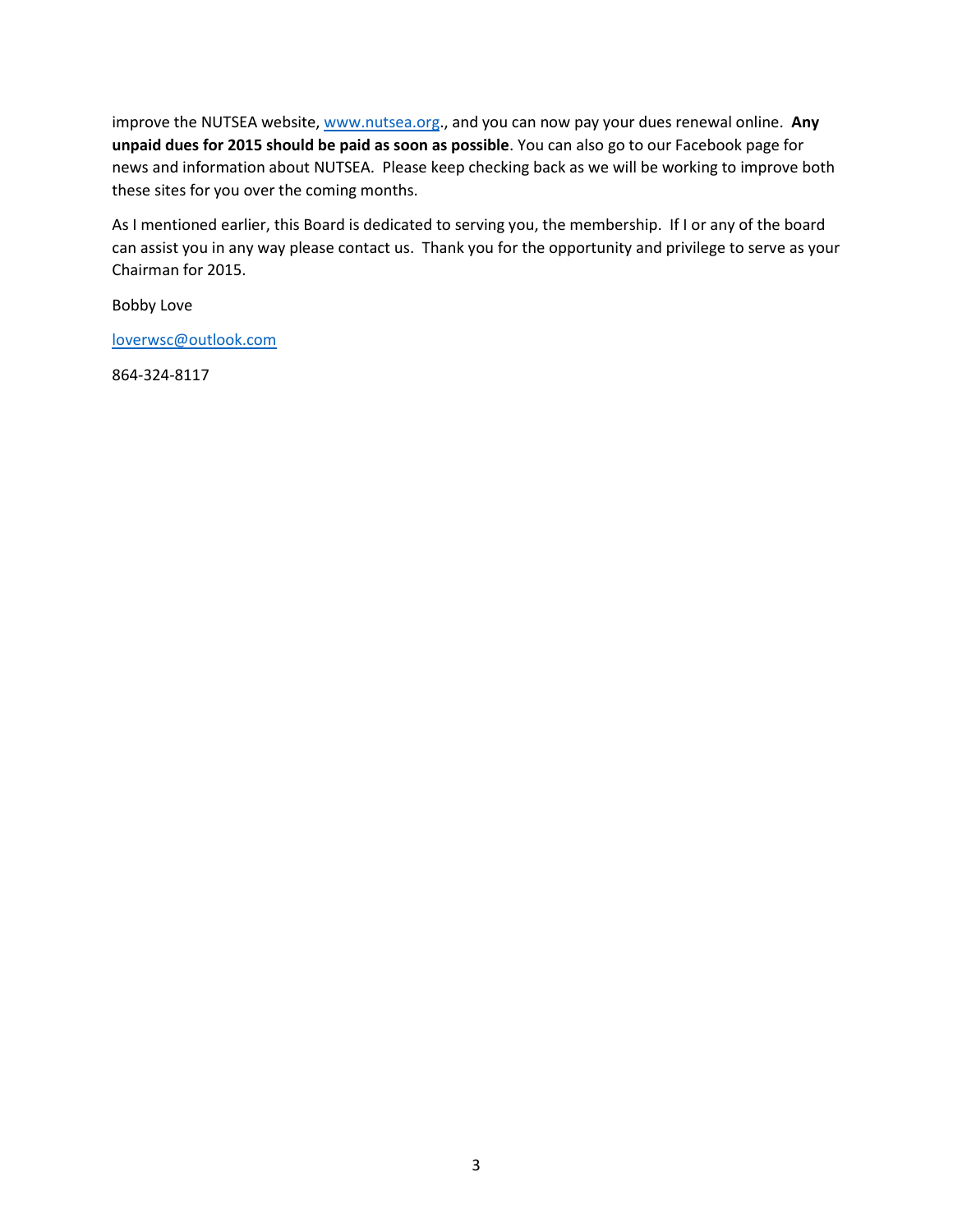improve the NUTSEA website, [www.nutsea.org](http://www.nutsea.org)., and you can now pay your dues renewal online. **Any unpaid dues for 2015 should be paid as soon as possible**. You can also go to our Facebook page for news and information about NUTSEA. Please keep checking back as we will be working to improve both these sites for you over the coming months.

As I mentioned earlier, this Board is dedicated to serving you, the membership. If I or any of the board can assist you in any way please contact us. Thank you for the opportunity and privilege to serve as your Chairman for 2015.

Bobby Love

[loverwsc@outlook.com](mailto:loverwsc@outlook.com)

864-324-8117